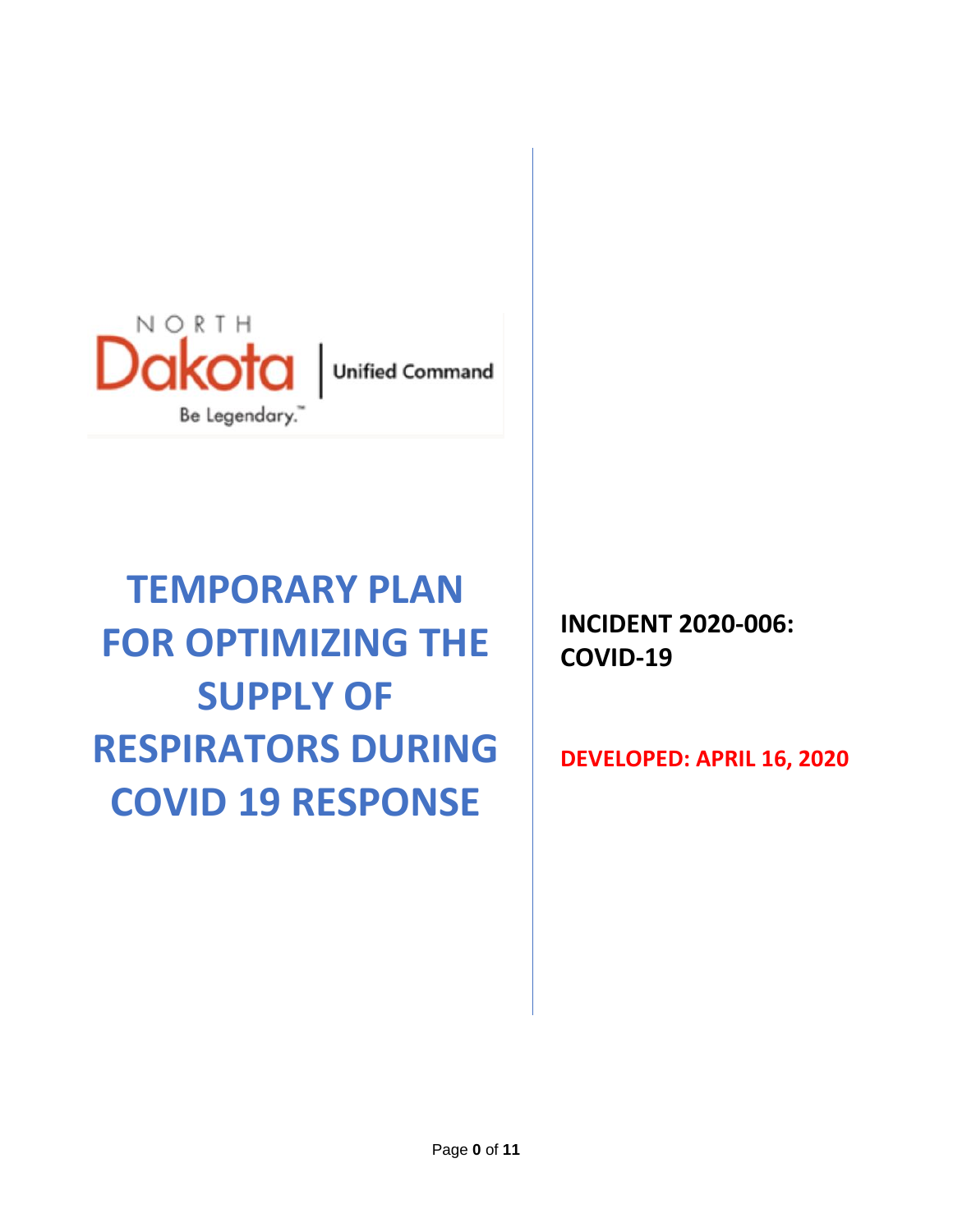NORTH Dakota | Unified Command

Be Legendary.™

# TEMPORARY PLAN FOR OPTIMIZING THE SUPPLY OF RESPIRATORS DURING COVID 19 RESPONSE

**INCIDENT 2020-006: COVID-19**

**DEVELOPED: APRIL 16, 2020**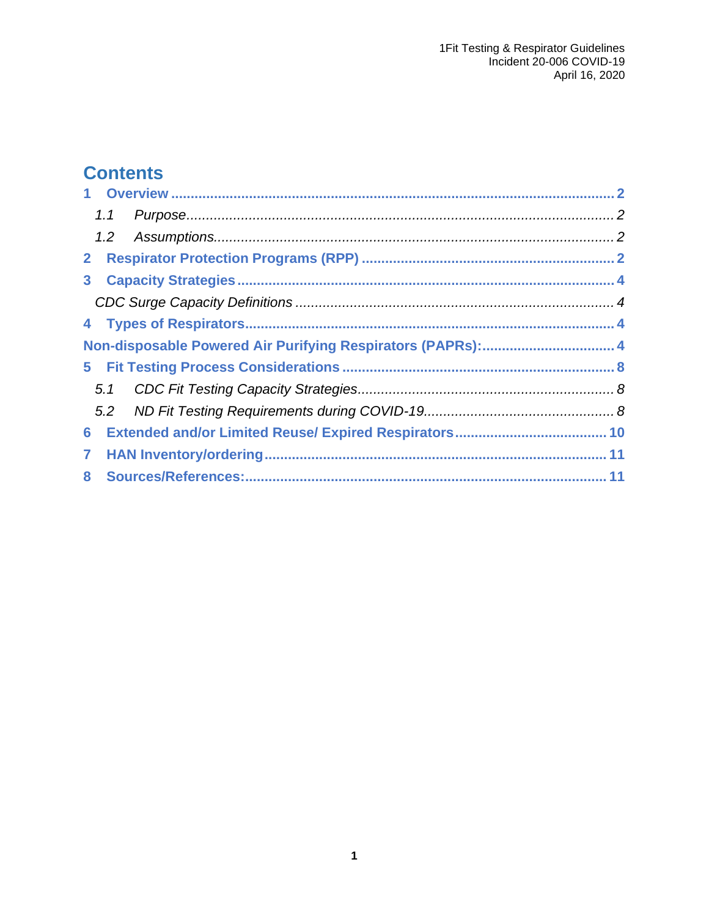# Contents

1 Overview ........................................................................................................ 2

  1.1 Purpose ........................................................................................................ 2

  1.2 Assumptions ........................................................................................................ 2

2 Respirator Protection Programs (RPP) ........................................................................................................ 2

3 Capacity Strategies ........................................................................................................ 4

  CDC Surge Capacity Definitions ........................................................................................................ 4

4 Types of Respirators ........................................................................................................ 4

Non-disposable Powered Air Purifying Respirators (PAPRs): ........................................................................................................ 4

5 Fit Testing Process Considerations ........................................................................................................ 8

  5.1 CDC Fit Testing Capacity Strategies ........................................................................................................ 8

  5.2 ND Fit Testing Requirements during COVID-19 ........................................................................................................ 8

6 Extended and/or Limited Reuse/ Expired Respirators ........................................................................................................ 10

7 HAN Inventory/ordering ........................................................................................................ 11

8 Sources/References: ........................................................................................................ 11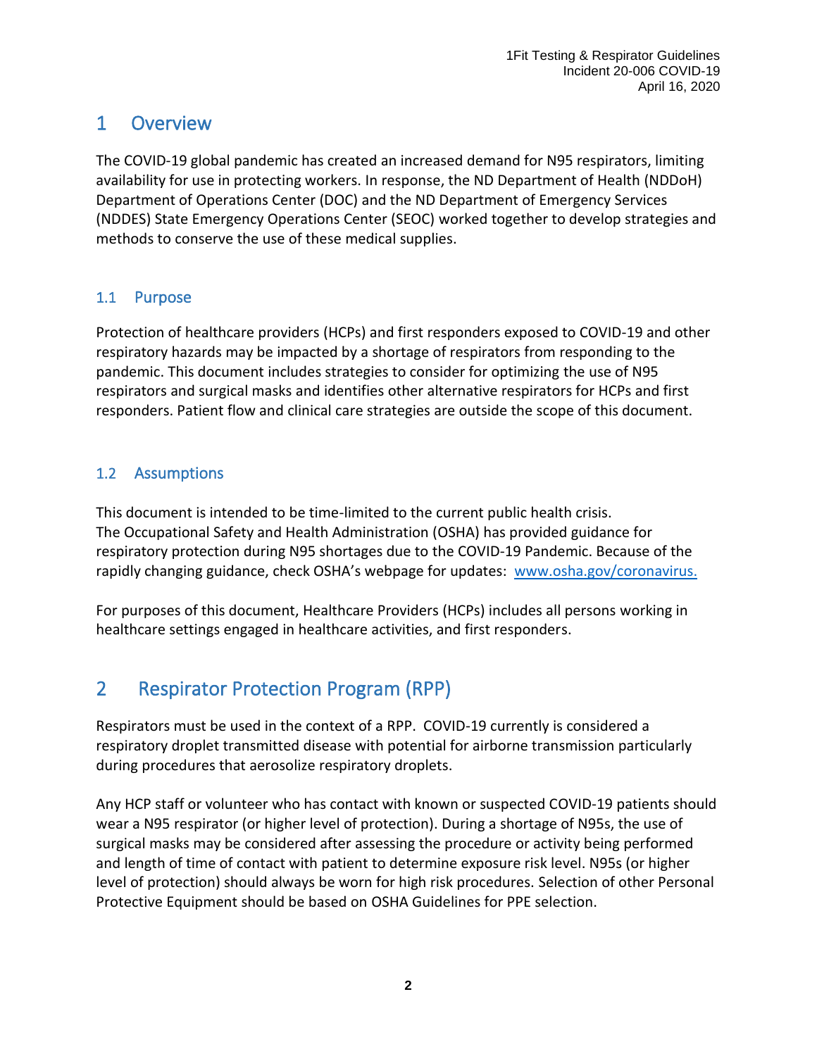# 1 Overview

The COVID-19 global pandemic has created an increased demand for N95 respirators, limiting availability for use in protecting workers. In response, the ND Department of Health (NDDoH) Department of Operations Center (DOC) and the ND Department of Emergency Services (NDDES) State Emergency Operations Center (SEOC) worked together to develop strategies and methods to conserve the use of these medical supplies.

## 1.1 Purpose

Protection of healthcare providers (HCPs) and first responders exposed to COVID-19 and other respiratory hazards may be impacted by a shortage of respirators from responding to the pandemic. This document includes strategies to consider for optimizing the use of N95 respirators and surgical masks and identifies other alternative respirators for HCPs and first responders. Patient flow and clinical care strategies are outside the scope of this document.

## 1.2 Assumptions

This document is intended to be time-limited to the current public health crisis.
The Occupational Safety and Health Administration (OSHA) has provided guidance for respiratory protection during N95 shortages due to the COVID-19 Pandemic. Because of the rapidly changing guidance, check OSHA's webpage for updates: www.osha.gov/coronavirus.

For purposes of this document, Healthcare Providers (HCPs) includes all persons working in healthcare settings engaged in healthcare activities, and first responders.

# 2 Respirator Protection Program (RPP)

Respirators must be used in the context of a RPP. COVID-19 currently is considered a respiratory droplet transmitted disease with potential for airborne transmission particularly during procedures that aerosolize respiratory droplets.

Any HCP staff or volunteer who has contact with known or suspected COVID-19 patients should wear a N95 respirator (or higher level of protection). During a shortage of N95s, the use of surgical masks may be considered after assessing the procedure or activity being performed and length of time of contact with patient to determine exposure risk level. N95s (or higher level of protection) should always be worn for high risk procedures. Selection of other Personal Protective Equipment should be based on OSHA Guidelines for PPE selection.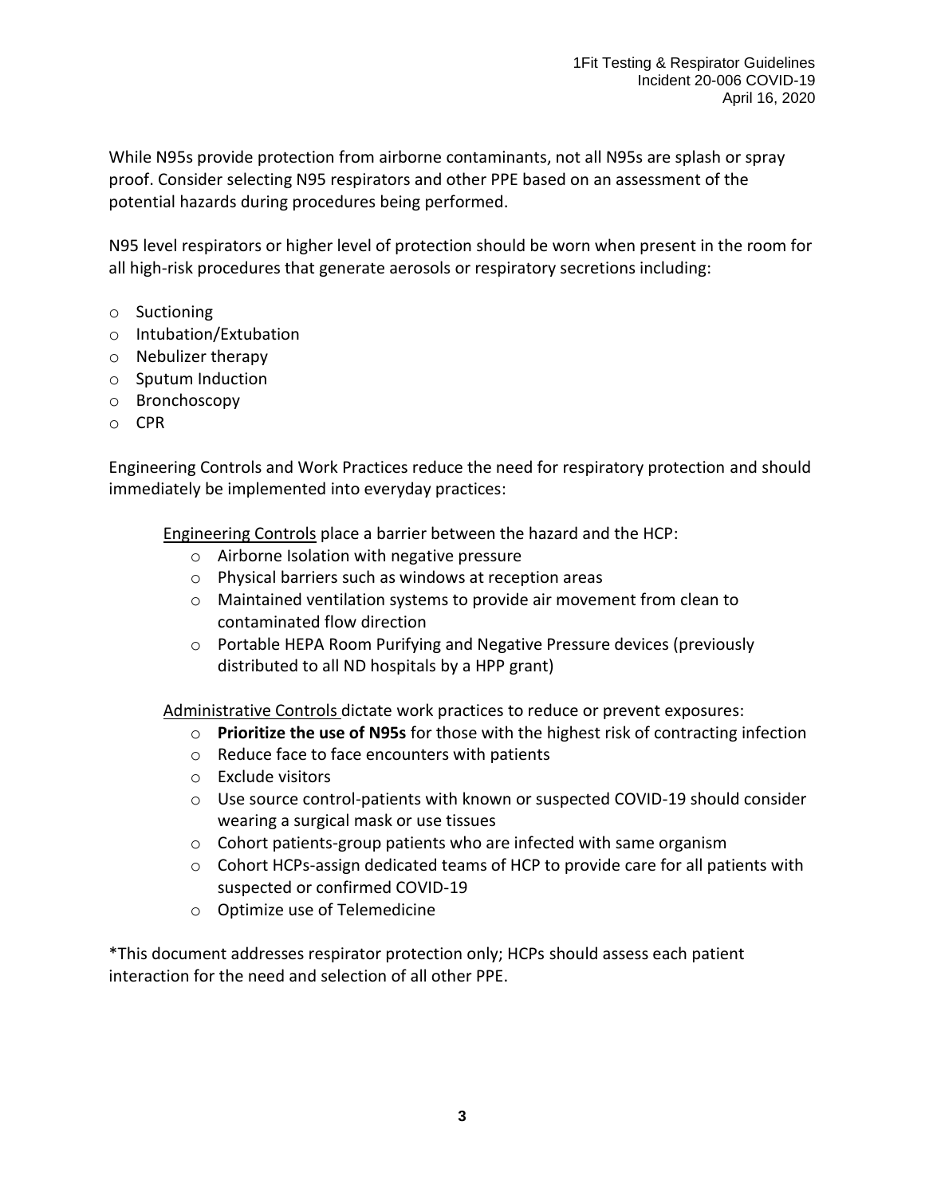While N95s provide protection from airborne contaminants, not all N95s are splash or spray proof. Consider selecting N95 respirators and other PPE based on an assessment of the potential hazards during procedures being performed.

N95 level respirators or higher level of protection should be worn when present in the room for all high-risk procedures that generate aerosols or respiratory secretions including:

- Suctioning
- Intubation/Extubation
- Nebulizer therapy
- Sputum Induction
- Bronchoscopy
- CPR

Engineering Controls and Work Practices reduce the need for respiratory protection and should immediately be implemented into everyday practices:

<u>Engineering Controls</u> place a barrier between the hazard and the HCP:

- Airborne Isolation with negative pressure
- Physical barriers such as windows at reception areas
- Maintained ventilation systems to provide air movement from clean to contaminated flow direction
- Portable HEPA Room Purifying and Negative Pressure devices (previously distributed to all ND hospitals by a HPP grant)

<u>Administrative Controls</u> dictate work practices to reduce or prevent exposures:

- **Prioritize the use of N95s** for those with the highest risk of contracting infection
- Reduce face to face encounters with patients
- Exclude visitors
- Use source control-patients with known or suspected COVID-19 should consider wearing a surgical mask or use tissues
- Cohort patients-group patients who are infected with same organism
- Cohort HCPs-assign dedicated teams of HCP to provide care for all patients with suspected or confirmed COVID-19
- Optimize use of Telemedicine

*This document addresses respirator protection only; HCPs should assess each patient interaction for the need and selection of all other PPE.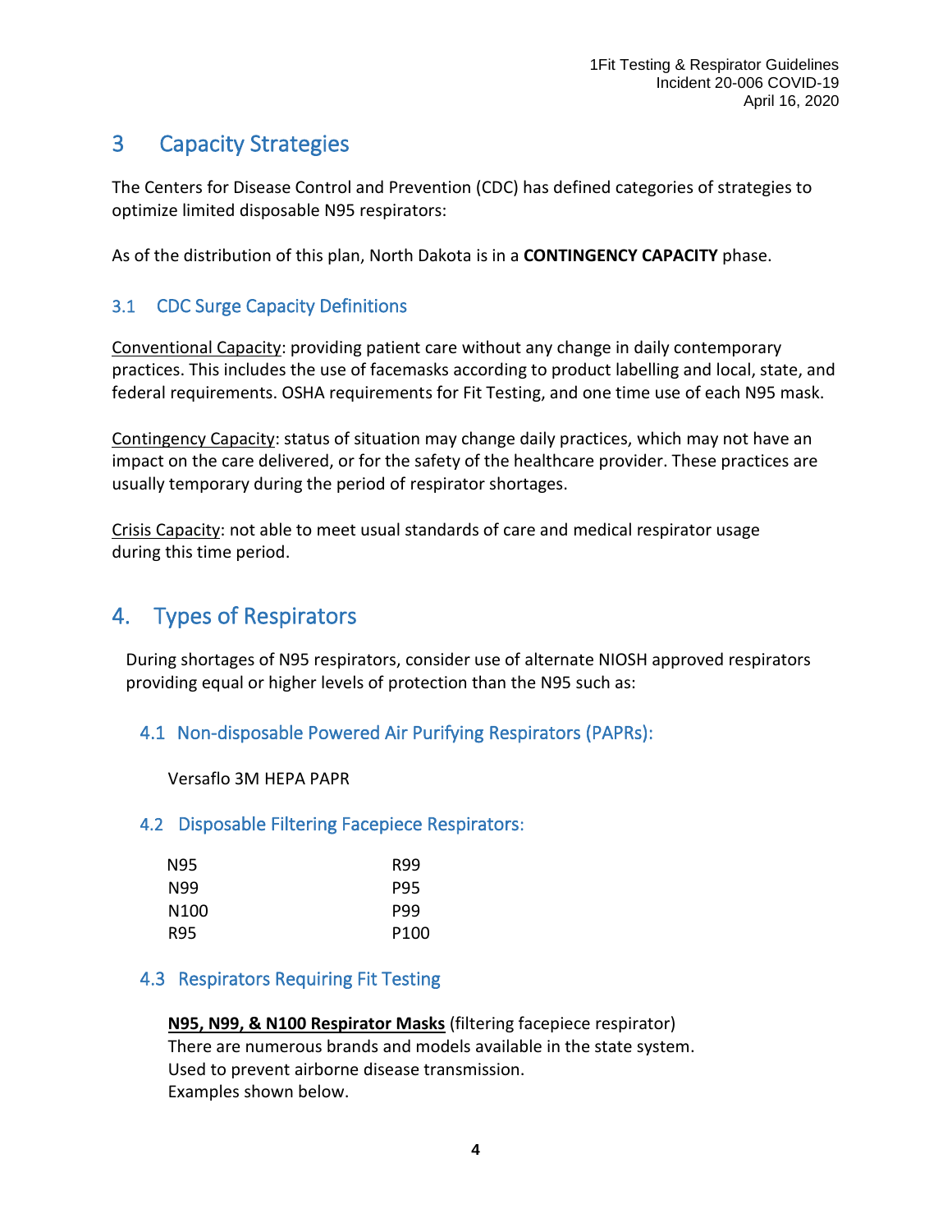## 3 Capacity Strategies

The Centers for Disease Control and Prevention (CDC) has defined categories of strategies to optimize limited disposable N95 respirators:

As of the distribution of this plan, North Dakota is in a **CONTINGENCY CAPACITY** phase.

### 3.1 CDC Surge Capacity Definitions

Conventional Capacity: providing patient care without any change in daily contemporary practices. This includes the use of facemasks according to product labelling and local, state, and federal requirements. OSHA requirements for Fit Testing, and one time use of each N95 mask.

Contingency Capacity: status of situation may change daily practices, which may not have an impact on the care delivered, or for the safety of the healthcare provider. These practices are usually temporary during the period of respirator shortages.

Crisis Capacity: not able to meet usual standards of care and medical respirator usage during this time period.

## 4. Types of Respirators

During shortages of N95 respirators, consider use of alternate NIOSH approved respirators providing equal or higher levels of protection than the N95 such as:

### 4.1 Non-disposable Powered Air Purifying Respirators (PAPRs):

Versaflo 3M HEPA PAPR

### 4.2 Disposable Filtering Facepiece Respirators:

- N95
- N99
- N100
- R95
- R99
- P95
- P99
- P100

### 4.3 Respirators Requiring Fit Testing

**N95, N99, & N100 Respirator Masks** (filtering facepiece respirator)
There are numerous brands and models available in the state system.
Used to prevent airborne disease transmission.
Examples shown below.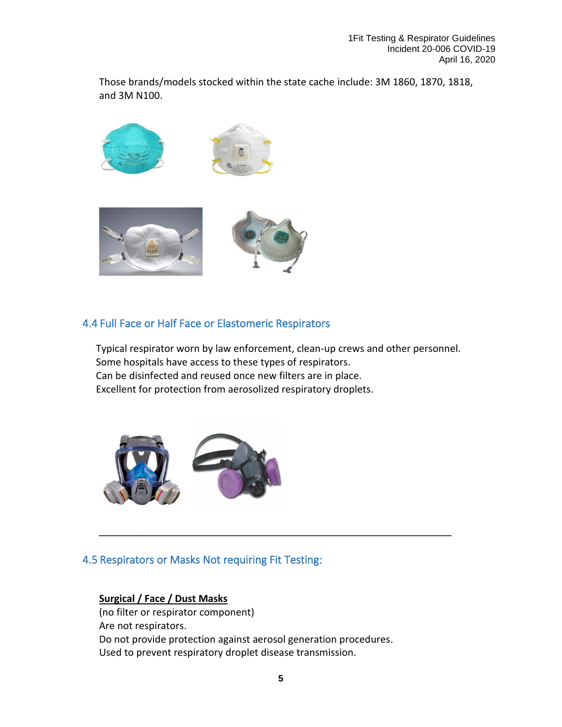Those brands/models stocked within the state cache include: 3M 1860, 1870, 1818, and 3M N100.

## 4.4 Full Face or Half Face or Elastomeric Respirators

Typical respirator worn by law enforcement, clean-up crews and other personnel.
Some hospitals have access to these types of respirators.
Can be disinfected and reused once new filters are in place.
Excellent for protection from aerosolized respiratory droplets.

---

## 4.5 Respirators or Masks Not requiring Fit Testing:

**Surgical / Face / Dust Masks**
(no filter or respirator component)
Are not respirators.
Do not provide protection against aerosol generation procedures.
Used to prevent respiratory droplet disease transmission.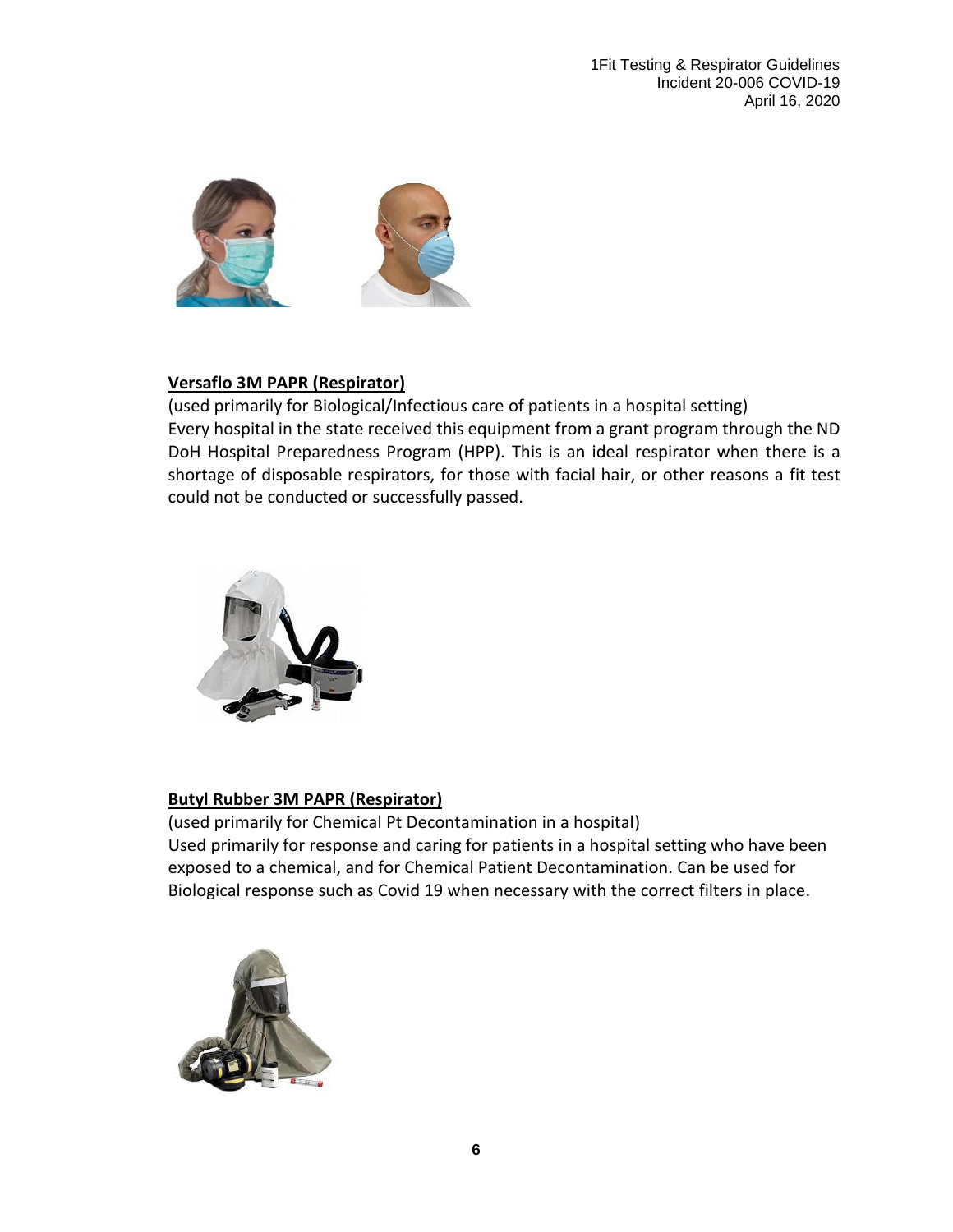**Versaflo 3M PAPR (Respirator)**

(used primarily for Biological/Infectious care of patients in a hospital setting)
Every hospital in the state received this equipment from a grant program through the ND DoH Hospital Preparedness Program (HPP). This is an ideal respirator when there is a shortage of disposable respirators, for those with facial hair, or other reasons a fit test could not be conducted or successfully passed.

**Butyl Rubber 3M PAPR (Respirator)**

(used primarily for Chemical Pt Decontamination in a hospital)
Used primarily for response and caring for patients in a hospital setting who have been exposed to a chemical, and for Chemical Patient Decontamination. Can be used for Biological response such as Covid 19 when necessary with the correct filters in place.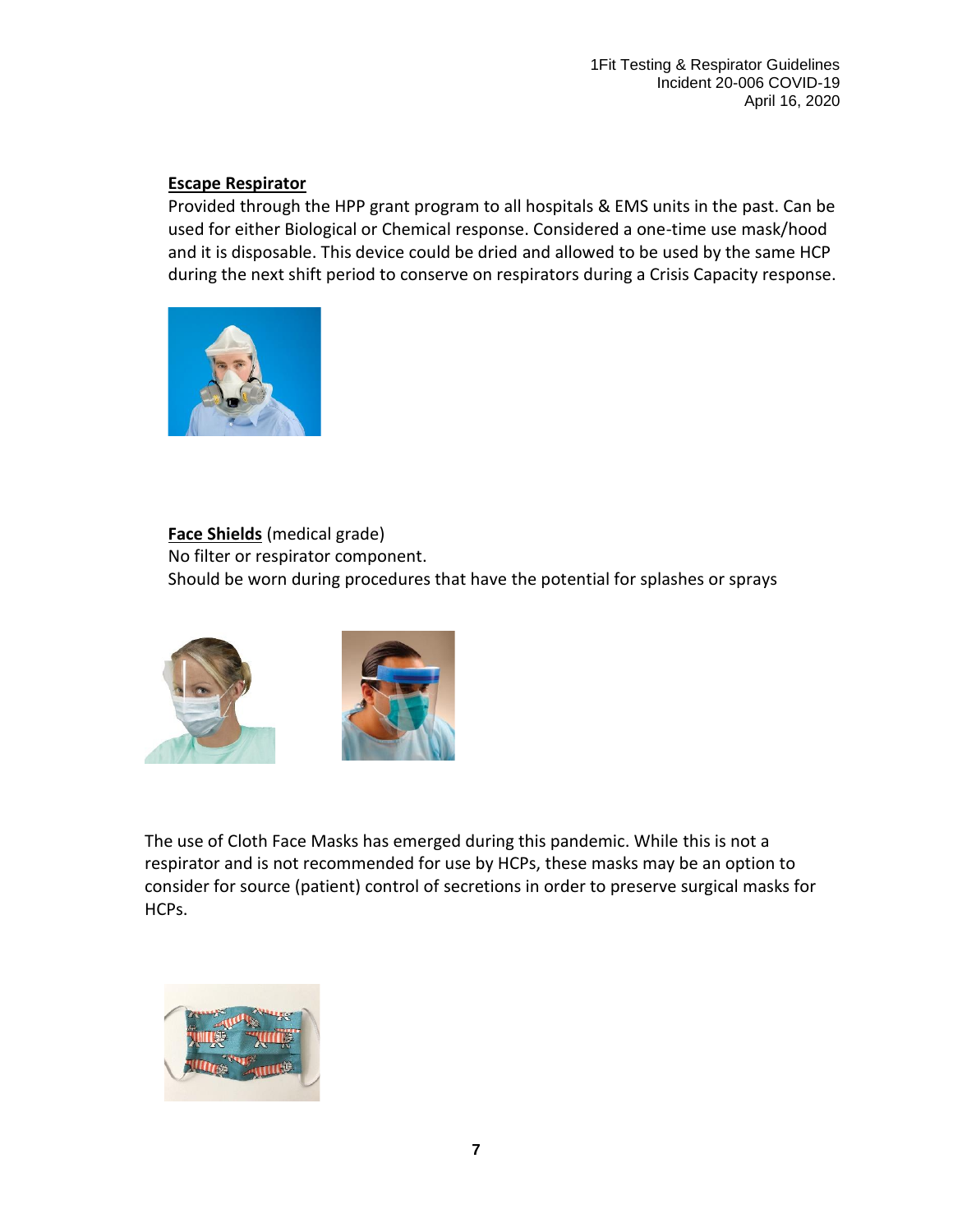**Escape Respirator**

Provided through the HPP grant program to all hospitals & EMS units in the past. Can be used for either Biological or Chemical response. Considered a one-time use mask/hood and it is disposable. This device could be dried and allowed to be used by the same HCP during the next shift period to conserve on respirators during a Crisis Capacity response.

**Face Shields** (medical grade)

No filter or respirator component.

Should be worn during procedures that have the potential for splashes or sprays

The use of Cloth Face Masks has emerged during this pandemic. While this is not a respirator and is not recommended for use by HCPs, these masks may be an option to consider for source (patient) control of secretions in order to preserve surgical masks for HCPs.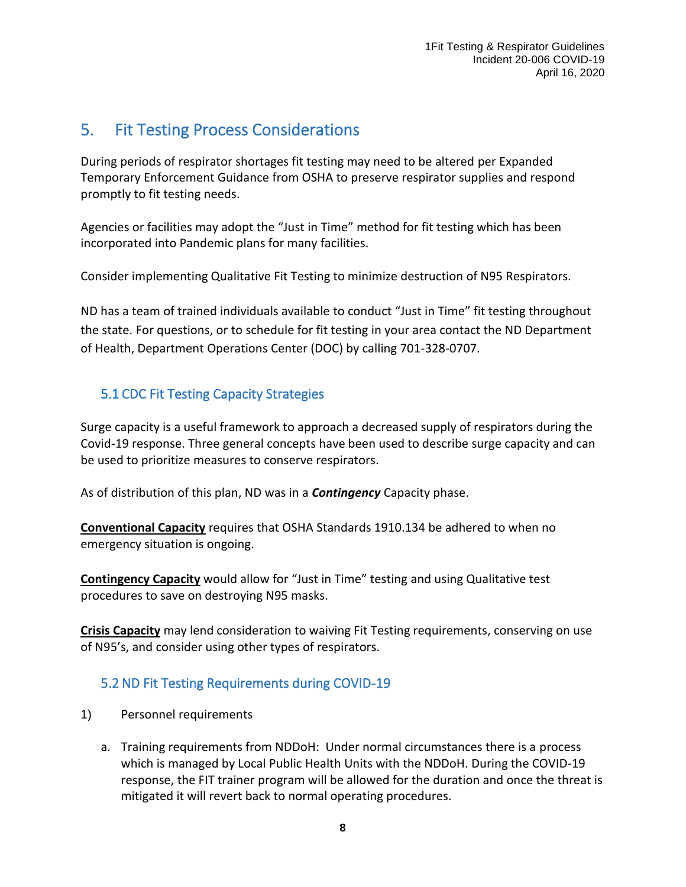## 5. Fit Testing Process Considerations

During periods of respirator shortages fit testing may need to be altered per Expanded Temporary Enforcement Guidance from OSHA to preserve respirator supplies and respond promptly to fit testing needs.

Agencies or facilities may adopt the "Just in Time" method for fit testing which has been incorporated into Pandemic plans for many facilities.

Consider implementing Qualitative Fit Testing to minimize destruction of N95 Respirators.

ND has a team of trained individuals available to conduct "Just in Time" fit testing throughout the state. For questions, or to schedule for fit testing in your area contact the ND Department of Health, Department Operations Center (DOC) by calling 701-328-0707.

### 5.1 CDC Fit Testing Capacity Strategies

Surge capacity is a useful framework to approach a decreased supply of respirators during the Covid-19 response. Three general concepts have been used to describe surge capacity and can be used to prioritize measures to conserve respirators.

As of distribution of this plan, ND was in a ***Contingency*** Capacity phase.

**Conventional Capacity** requires that OSHA Standards 1910.134 be adhered to when no emergency situation is ongoing.

**Contingency Capacity** would allow for "Just in Time" testing and using Qualitative test procedures to save on destroying N95 masks.

**Crisis Capacity** may lend consideration to waiving Fit Testing requirements, conserving on use of N95's, and consider using other types of respirators.

### 5.2 ND Fit Testing Requirements during COVID-19

1) Personnel requirements

   a. Training requirements from NDDoH: Under normal circumstances there is a process which is managed by Local Public Health Units with the NDDoH. During the COVID-19 response, the FIT trainer program will be allowed for the duration and once the threat is mitigated it will revert back to normal operating procedures.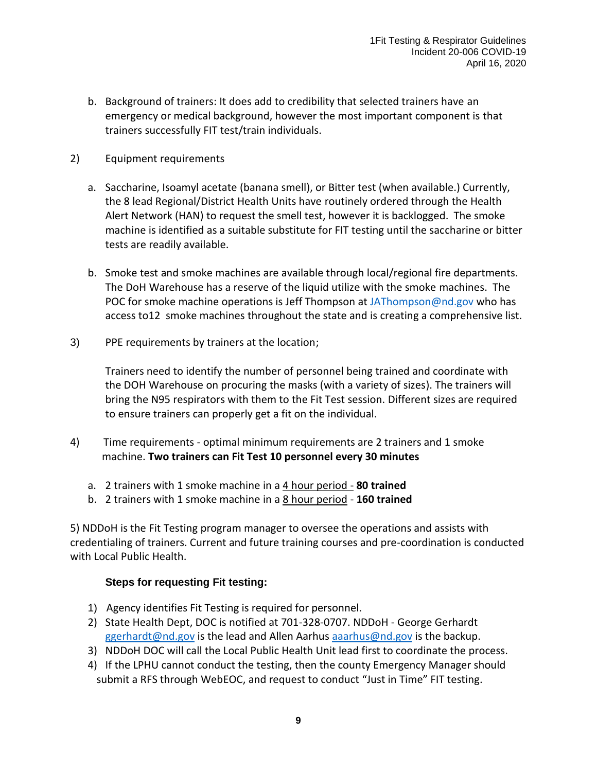b. Background of trainers: It does add to credibility that selected trainers have an emergency or medical background, however the most important component is that trainers successfully FIT test/train individuals.

2) Equipment requirements

a. Saccharine, Isoamyl acetate (banana smell), or Bitter test (when available.) Currently, the 8 lead Regional/District Health Units have routinely ordered through the Health Alert Network (HAN) to request the smell test, however it is backlogged. The smoke machine is identified as a suitable substitute for FIT testing until the saccharine or bitter tests are readily available.

b. Smoke test and smoke machines are available through local/regional fire departments. The DoH Warehouse has a reserve of the liquid utilize with the smoke machines. The POC for smoke machine operations is Jeff Thompson at JAThompson@nd.gov who has access to12 smoke machines throughout the state and is creating a comprehensive list.

3) PPE requirements by trainers at the location;

Trainers need to identify the number of personnel being trained and coordinate with the DOH Warehouse on procuring the masks (with a variety of sizes). The trainers will bring the N95 respirators with them to the Fit Test session. Different sizes are required to ensure trainers can properly get a fit on the individual.

4) Time requirements - optimal minimum requirements are 2 trainers and 1 smoke machine. **Two trainers can Fit Test 10 personnel every 30 minutes**

a. 2 trainers with 1 smoke machine in a 4 hour period - **80 trained**
b. 2 trainers with 1 smoke machine in a 8 hour period - **160 trained**

5) NDDoH is the Fit Testing program manager to oversee the operations and assists with credentialing of trainers. Current and future training courses and pre-coordination is conducted with Local Public Health.

**Steps for requesting Fit testing:**

1) Agency identifies Fit Testing is required for personnel.
2) State Health Dept, DOC is notified at 701-328-0707. NDDoH - George Gerhardt ggerhardt@nd.gov is the lead and Allen Aarhus aaarhus@nd.gov is the backup.
3) NDDoH DOC will call the Local Public Health Unit lead first to coordinate the process.
4) If the LPHU cannot conduct the testing, then the county Emergency Manager should submit a RFS through WebEOC, and request to conduct "Just in Time" FIT testing.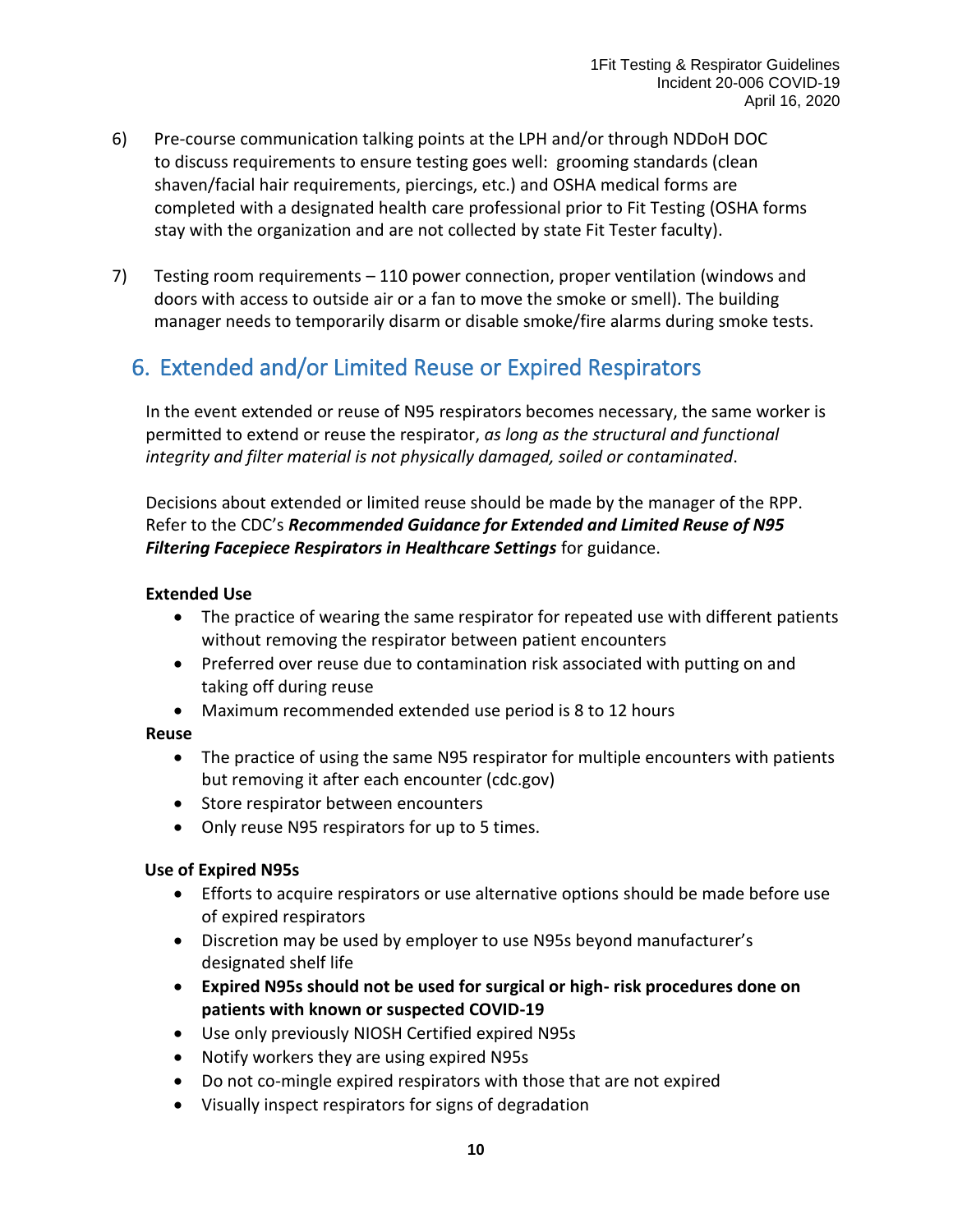6) Pre-course communication talking points at the LPH and/or through NDDoH DOC to discuss requirements to ensure testing goes well: grooming standards (clean shaven/facial hair requirements, piercings, etc.) and OSHA medical forms are completed with a designated health care professional prior to Fit Testing (OSHA forms stay with the organization and are not collected by state Fit Tester faculty).

7) Testing room requirements – 110 power connection, proper ventilation (windows and doors with access to outside air or a fan to move the smoke or smell). The building manager needs to temporarily disarm or disable smoke/fire alarms during smoke tests.

## 6. Extended and/or Limited Reuse or Expired Respirators

In the event extended or reuse of N95 respirators becomes necessary, the same worker is permitted to extend or reuse the respirator, *as long as the structural and functional integrity and filter material is not physically damaged, soiled or contaminated*.

Decisions about extended or limited reuse should be made by the manager of the RPP. Refer to the CDC's ***Recommended Guidance for Extended and Limited Reuse of N95 Filtering Facepiece Respirators in Healthcare Settings*** for guidance.

**Extended Use**

- The practice of wearing the same respirator for repeated use with different patients without removing the respirator between patient encounters
- Preferred over reuse due to contamination risk associated with putting on and taking off during reuse
- Maximum recommended extended use period is 8 to 12 hours

**Reuse**

- The practice of using the same N95 respirator for multiple encounters with patients but removing it after each encounter (cdc.gov)
- Store respirator between encounters
- Only reuse N95 respirators for up to 5 times.

**Use of Expired N95s**

- Efforts to acquire respirators or use alternative options should be made before use of expired respirators
- Discretion may be used by employer to use N95s beyond manufacturer's designated shelf life
- **Expired N95s should not be used for surgical or high- risk procedures done on patients with known or suspected COVID-19**
- Use only previously NIOSH Certified expired N95s
- Notify workers they are using expired N95s
- Do not co-mingle expired respirators with those that are not expired
- Visually inspect respirators for signs of degradation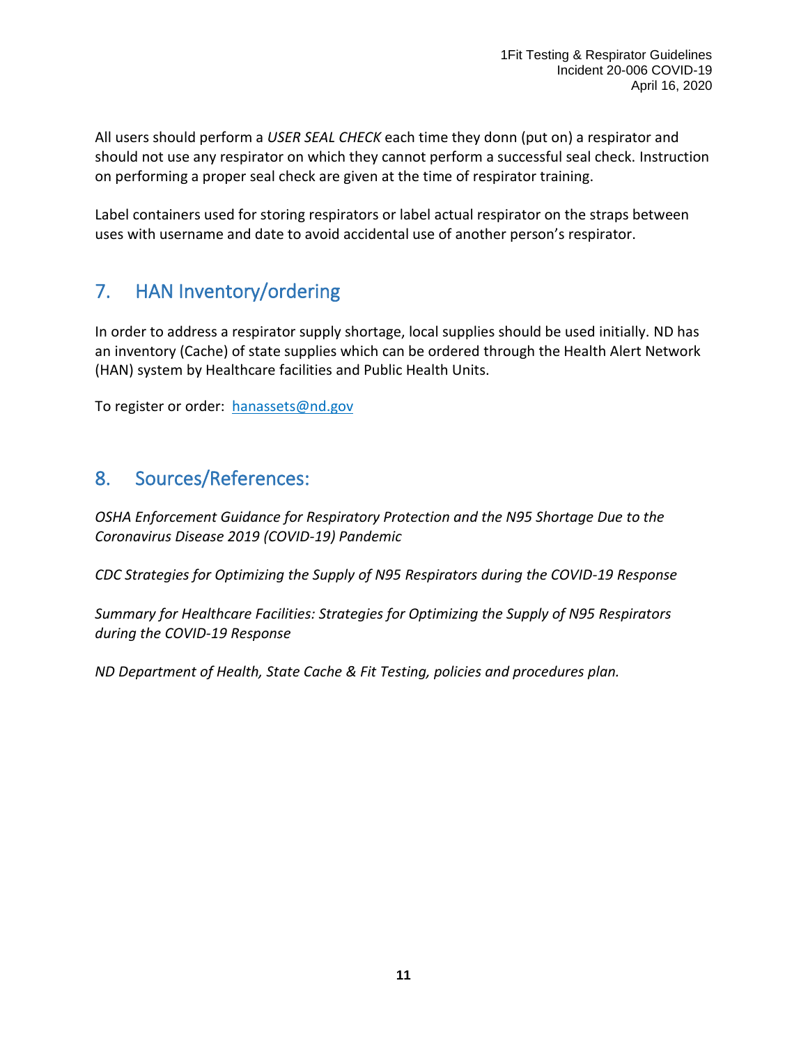All users should perform a *USER SEAL CHECK* each time they donn (put on) a respirator and should not use any respirator on which they cannot perform a successful seal check. Instruction on performing a proper seal check are given at the time of respirator training.

Label containers used for storing respirators or label actual respirator on the straps between uses with username and date to avoid accidental use of another person's respirator.

## 7. HAN Inventory/ordering

In order to address a respirator supply shortage, local supplies should be used initially. ND has an inventory (Cache) of state supplies which can be ordered through the Health Alert Network (HAN) system by Healthcare facilities and Public Health Units.

To register or order: hanassets@nd.gov

## 8. Sources/References:

*OSHA Enforcement Guidance for Respiratory Protection and the N95 Shortage Due to the Coronavirus Disease 2019 (COVID-19) Pandemic*

*CDC Strategies for Optimizing the Supply of N95 Respirators during the COVID-19 Response*

*Summary for Healthcare Facilities: Strategies for Optimizing the Supply of N95 Respirators during the COVID-19 Response*

*ND Department of Health, State Cache & Fit Testing, policies and procedures plan.*